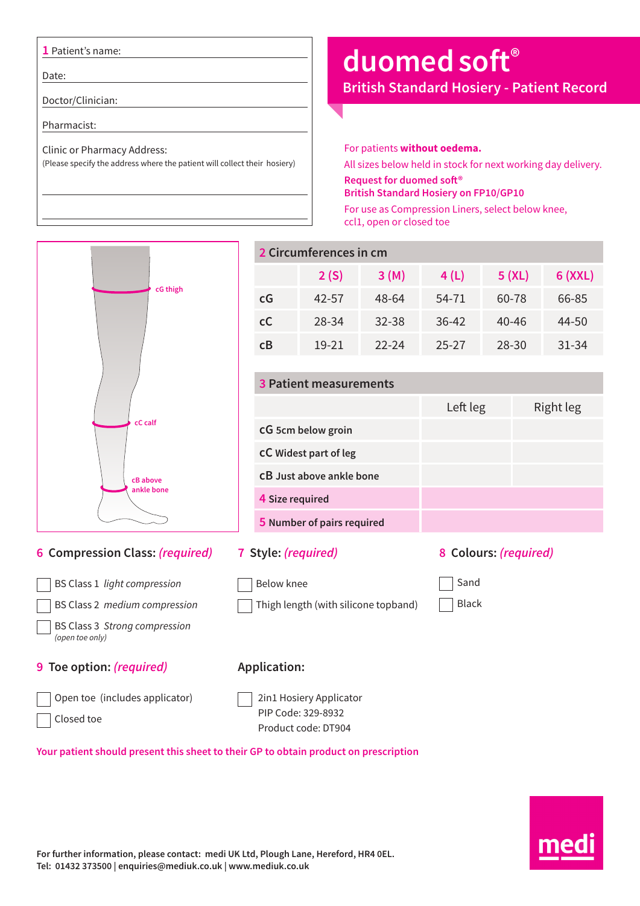# duomed soft®

## British Standard Hosiery - Patient Record

1 Patient's name:

Date:

Doctor/Clinician:

Pharmacist:

Clinic or Pharmacy Address:
(Please specify the address where the patient will collect their hosiery)

For patients **without oedema.**

All sizes below held in stock for next working day delivery.

**Request for duomed soft® British Standard Hosiery on FP10/GP10**

For use as Compression Liners, select below knee, ccl1, open or closed toe

cG thigh

cC calf

cB above ankle bone

### 2 Circumferences in cm

| | 2 (S) | 3 (M) | 4 (L) | 5 (XL) | 6 (XXL) |
|---|---|---|---|---|---|
| cG | 42-57 | 48-64 | 54-71 | 60-78 | 66-85 |
| cC | 28-34 | 32-38 | 36-42 | 40-46 | 44-50 |
| cB | 19-21 | 22-24 | 25-27 | 28-30 | 31-34 |

### 3 Patient measurements

| | Left leg | Right leg |
|---|---|---|
| cG 5cm below groin | | |
| cC Widest part of leg | | |
| cB Just above ankle bone | | |
| 4 Size required | | |
| 5 Number of pairs required | | |

### 6 Compression Class: *(required)*

- ☐ BS Class 1 *light compression*
- ☐ BS Class 2 *medium compression*
- ☐ BS Class 3 *Strong compression* *(open toe only)*

### 7 Style: *(required)*

- ☐ Below knee
- ☐ Thigh length (with silicone topband)

### 8 Colours: *(required)*

- ☐ Sand
- ☐ Black

### 9 Toe option: *(required)*

- ☐ Open toe (includes applicator)
- ☐ Closed toe

### Application:

- ☐ 2in1 Hosiery Applicator
  PIP Code: 329-8932
  Product code: DT904

**Your patient should present this sheet to their GP to obtain product on prescription**

**For further information, please contact: medi UK Ltd, Plough Lane, Hereford, HR4 0EL.**
**Tel: 01432 373500 | enquiries@mediuk.co.uk | www.mediuk.co.uk**

medi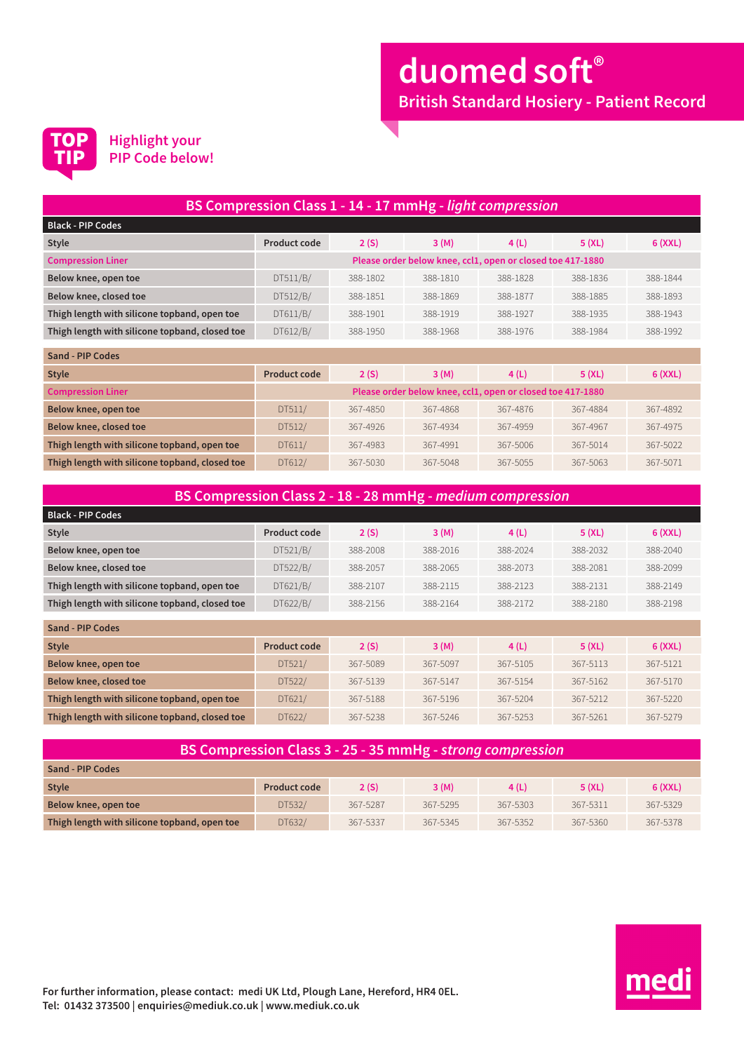# duomed soft®

## British Standard Hosiery - Patient Record

**TOP TIP** Highlight your PIP Code below!

## BS Compression Class 1 - 14 - 17 mmHg - *light compression*

**Black - PIP Codes**

| Style | Product code | 2 (S) | 3 (M) | 4 (L) | 5 (XL) | 6 (XXL) |
|---|---|---|---|---|---|---|
| Compression Liner | Please order below knee, ccl1, open or closed toe 417-1880 | | | | | |
| Below knee, open toe | DT511/B/ | 388-1802 | 388-1810 | 388-1828 | 388-1836 | 388-1844 |
| Below knee, closed toe | DT512/B/ | 388-1851 | 388-1869 | 388-1877 | 388-1885 | 388-1893 |
| Thigh length with silicone topband, open toe | DT611/B/ | 388-1901 | 388-1919 | 388-1927 | 388-1935 | 388-1943 |
| Thigh length with silicone topband, closed toe | DT612/B/ | 388-1950 | 388-1968 | 388-1976 | 388-1984 | 388-1992 |

**Sand - PIP Codes**

| Style | Product code | 2 (S) | 3 (M) | 4 (L) | 5 (XL) | 6 (XXL) |
|---|---|---|---|---|---|---|
| Compression Liner | Please order below knee, ccl1, open or closed toe 417-1880 | | | | | |
| Below knee, open toe | DT511/ | 367-4850 | 367-4868 | 367-4876 | 367-4884 | 367-4892 |
| Below knee, closed toe | DT512/ | 367-4926 | 367-4934 | 367-4959 | 367-4967 | 367-4975 |
| Thigh length with silicone topband, open toe | DT611/ | 367-4983 | 367-4991 | 367-5006 | 367-5014 | 367-5022 |
| Thigh length with silicone topband, closed toe | DT612/ | 367-5030 | 367-5048 | 367-5055 | 367-5063 | 367-5071 |

## BS Compression Class 2 - 18 - 28 mmHg - *medium compression*

**Black - PIP Codes**

| Style | Product code | 2 (S) | 3 (M) | 4 (L) | 5 (XL) | 6 (XXL) |
|---|---|---|---|---|---|---|
| Below knee, open toe | DT521/B/ | 388-2008 | 388-2016 | 388-2024 | 388-2032 | 388-2040 |
| Below knee, closed toe | DT522/B/ | 388-2057 | 388-2065 | 388-2073 | 388-2081 | 388-2099 |
| Thigh length with silicone topband, open toe | DT621/B/ | 388-2107 | 388-2115 | 388-2123 | 388-2131 | 388-2149 |
| Thigh length with silicone topband, closed toe | DT622/B/ | 388-2156 | 388-2164 | 388-2172 | 388-2180 | 388-2198 |

**Sand - PIP Codes**

| Style | Product code | 2 (S) | 3 (M) | 4 (L) | 5 (XL) | 6 (XXL) |
|---|---|---|---|---|---|---|
| Below knee, open toe | DT521/ | 367-5089 | 367-5097 | 367-5105 | 367-5113 | 367-5121 |
| Below knee, closed toe | DT522/ | 367-5139 | 367-5147 | 367-5154 | 367-5162 | 367-5170 |
| Thigh length with silicone topband, open toe | DT621/ | 367-5188 | 367-5196 | 367-5204 | 367-5212 | 367-5220 |
| Thigh length with silicone topband, closed toe | DT622/ | 367-5238 | 367-5246 | 367-5253 | 367-5261 | 367-5279 |

## BS Compression Class 3 - 25 - 35 mmHg - *strong compression*

**Sand - PIP Codes**

| Style | Product code | 2 (S) | 3 (M) | 4 (L) | 5 (XL) | 6 (XXL) |
|---|---|---|---|---|---|---|
| Below knee, open toe | DT532/ | 367-5287 | 367-5295 | 367-5303 | 367-5311 | 367-5329 |
| Thigh length with silicone topband, open toe | DT632/ | 367-5337 | 367-5345 | 367-5352 | 367-5360 | 367-5378 |

**For further information, please contact: medi UK Ltd, Plough Lane, Hereford, HR4 0EL.**
**Tel: 01432 373500 | enquiries@mediuk.co.uk | www.mediuk.co.uk**

medi